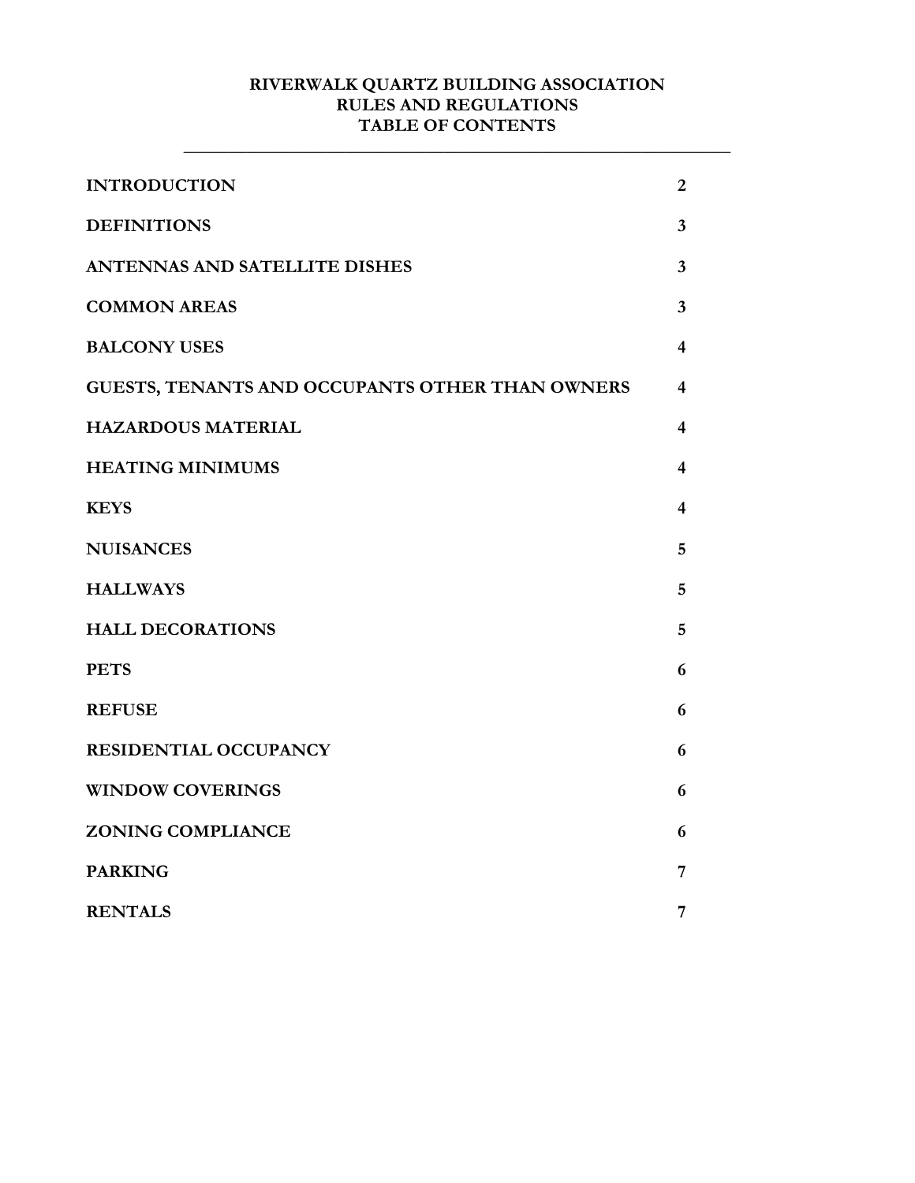# RIVERWALK QUARTZ BUILDING ASSOCIATION
## RULES AND REGULATIONS
## TABLE OF CONTENTS

| | |
|---|---|
| **INTRODUCTION** | **2** |
| **DEFINITIONS** | **3** |
| **ANTENNAS AND SATELLITE DISHES** | **3** |
| **COMMON AREAS** | **3** |
| **BALCONY USES** | **4** |
| **GUESTS, TENANTS AND OCCUPANTS OTHER THAN OWNERS** | **4** |
| **HAZARDOUS MATERIAL** | **4** |
| **HEATING MINIMUMS** | **4** |
| **KEYS** | **4** |
| **NUISANCES** | **5** |
| **HALLWAYS** | **5** |
| **HALL DECORATIONS** | **5** |
| **PETS** | **6** |
| **REFUSE** | **6** |
| **RESIDENTIAL OCCUPANCY** | **6** |
| **WINDOW COVERINGS** | **6** |
| **ZONING COMPLIANCE** | **6** |
| **PARKING** | **7** |
| **RENTALS** | **7** |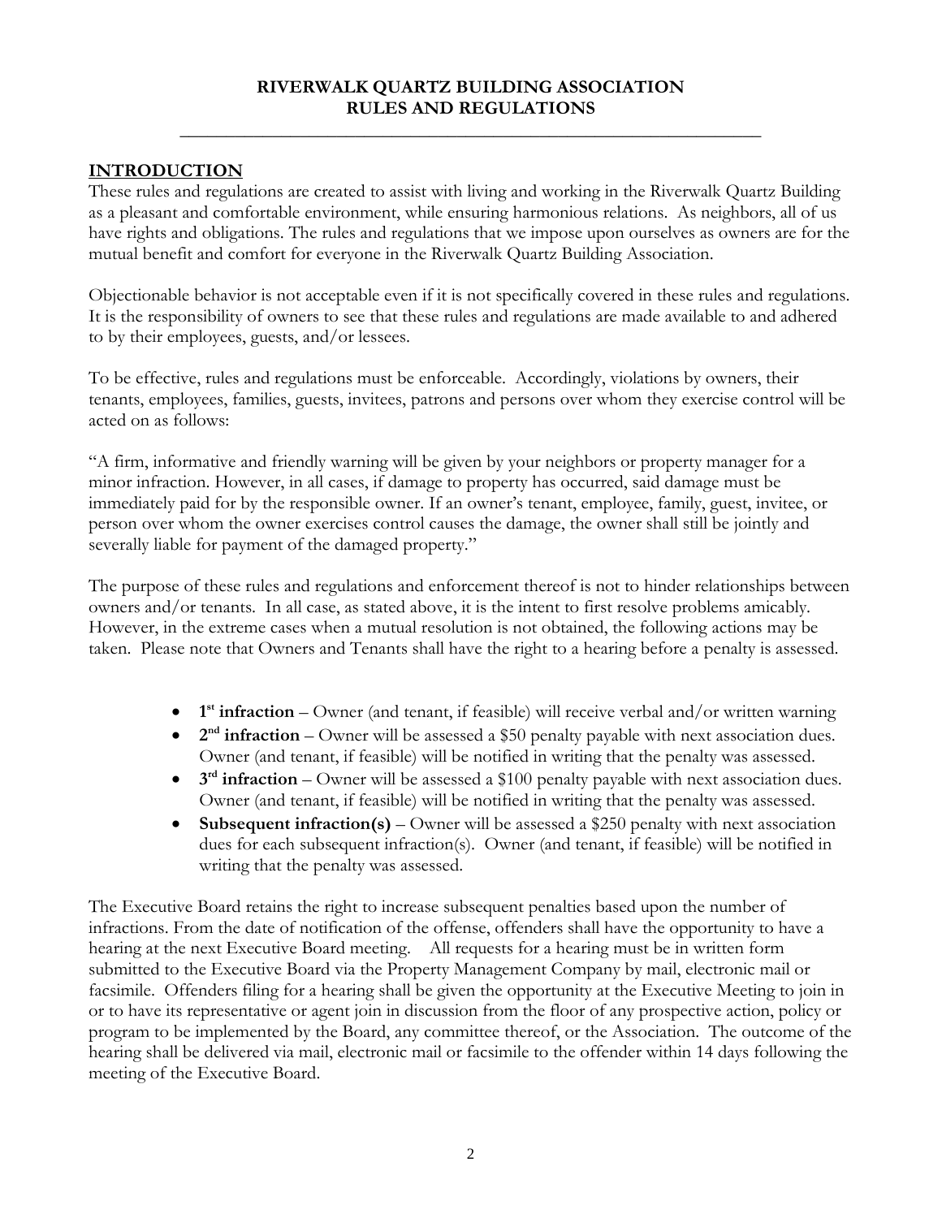# RIVERWALK QUARTZ BUILDING ASSOCIATION
# RULES AND REGULATIONS

---

## INTRODUCTION

These rules and regulations are created to assist with living and working in the Riverwalk Quartz Building as a pleasant and comfortable environment, while ensuring harmonious relations. As neighbors, all of us have rights and obligations. The rules and regulations that we impose upon ourselves as owners are for the mutual benefit and comfort for everyone in the Riverwalk Quartz Building Association.

Objectionable behavior is not acceptable even if it is not specifically covered in these rules and regulations. It is the responsibility of owners to see that these rules and regulations are made available to and adhered to by their employees, guests, and/or lessees.

To be effective, rules and regulations must be enforceable. Accordingly, violations by owners, their tenants, employees, families, guests, invitees, patrons and persons over whom they exercise control will be acted on as follows:

"A firm, informative and friendly warning will be given by your neighbors or property manager for a minor infraction. However, in all cases, if damage to property has occurred, said damage must be immediately paid for by the responsible owner. If an owner's tenant, employee, family, guest, invitee, or person over whom the owner exercises control causes the damage, the owner shall still be jointly and severally liable for payment of the damaged property."

The purpose of these rules and regulations and enforcement thereof is not to hinder relationships between owners and/or tenants. In all case, as stated above, it is the intent to first resolve problems amicably. However, in the extreme cases when a mutual resolution is not obtained, the following actions may be taken. Please note that Owners and Tenants shall have the right to a hearing before a penalty is assessed.

- **1st infraction** – Owner (and tenant, if feasible) will receive verbal and/or written warning
- **2nd infraction** – Owner will be assessed a $50 penalty payable with next association dues. Owner (and tenant, if feasible) will be notified in writing that the penalty was assessed.
- **3rd infraction** – Owner will be assessed a $100 penalty payable with next association dues. Owner (and tenant, if feasible) will be notified in writing that the penalty was assessed.
- **Subsequent infraction(s)** – Owner will be assessed a $250 penalty with next association dues for each subsequent infraction(s). Owner (and tenant, if feasible) will be notified in writing that the penalty was assessed.

The Executive Board retains the right to increase subsequent penalties based upon the number of infractions. From the date of notification of the offense, offenders shall have the opportunity to have a hearing at the next Executive Board meeting. All requests for a hearing must be in written form submitted to the Executive Board via the Property Management Company by mail, electronic mail or facsimile. Offenders filing for a hearing shall be given the opportunity at the Executive Meeting to join in or to have its representative or agent join in discussion from the floor of any prospective action, policy or program to be implemented by the Board, any committee thereof, or the Association. The outcome of the hearing shall be delivered via mail, electronic mail or facsimile to the offender within 14 days following the meeting of the Executive Board.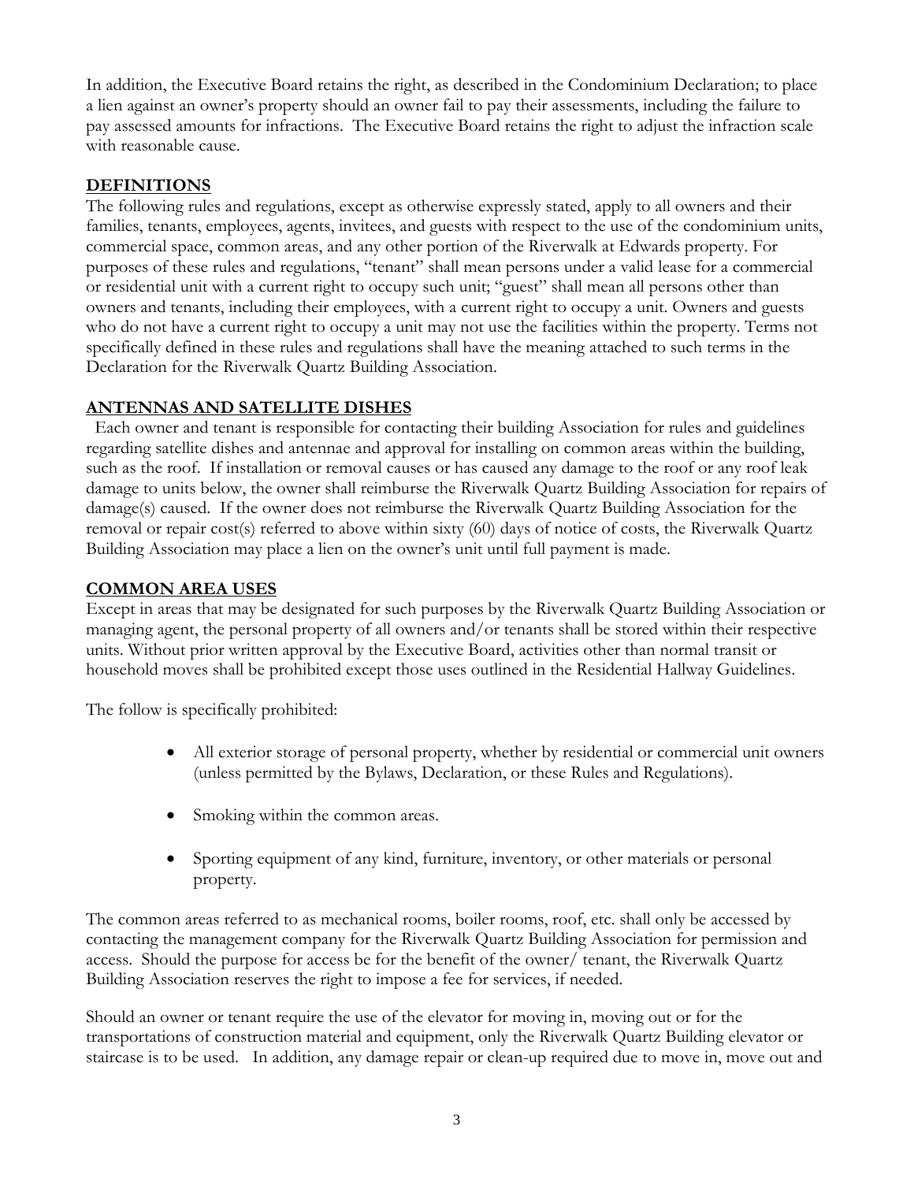In addition, the Executive Board retains the right, as described in the Condominium Declaration; to place a lien against an owner's property should an owner fail to pay their assessments, including the failure to pay assessed amounts for infractions. The Executive Board retains the right to adjust the infraction scale with reasonable cause.

## DEFINITIONS

The following rules and regulations, except as otherwise expressly stated, apply to all owners and their families, tenants, employees, agents, invitees, and guests with respect to the use of the condominium units, commercial space, common areas, and any other portion of the Riverwalk at Edwards property. For purposes of these rules and regulations, "tenant" shall mean persons under a valid lease for a commercial or residential unit with a current right to occupy such unit; "guest" shall mean all persons other than owners and tenants, including their employees, with a current right to occupy a unit. Owners and guests who do not have a current right to occupy a unit may not use the facilities within the property. Terms not specifically defined in these rules and regulations shall have the meaning attached to such terms in the Declaration for the Riverwalk Quartz Building Association.

## ANTENNAS AND SATELLITE DISHES

Each owner and tenant is responsible for contacting their building Association for rules and guidelines regarding satellite dishes and antennae and approval for installing on common areas within the building, such as the roof. If installation or removal causes or has caused any damage to the roof or any roof leak damage to units below, the owner shall reimburse the Riverwalk Quartz Building Association for repairs of damage(s) caused. If the owner does not reimburse the Riverwalk Quartz Building Association for the removal or repair cost(s) referred to above within sixty (60) days of notice of costs, the Riverwalk Quartz Building Association may place a lien on the owner's unit until full payment is made.

## COMMON AREA USES

Except in areas that may be designated for such purposes by the Riverwalk Quartz Building Association or managing agent, the personal property of all owners and/or tenants shall be stored within their respective units. Without prior written approval by the Executive Board, activities other than normal transit or household moves shall be prohibited except those uses outlined in the Residential Hallway Guidelines.

The follow is specifically prohibited:

- All exterior storage of personal property, whether by residential or commercial unit owners (unless permitted by the Bylaws, Declaration, or these Rules and Regulations).
- Smoking within the common areas.
- Sporting equipment of any kind, furniture, inventory, or other materials or personal property.

The common areas referred to as mechanical rooms, boiler rooms, roof, etc. shall only be accessed by contacting the management company for the Riverwalk Quartz Building Association for permission and access. Should the purpose for access be for the benefit of the owner/ tenant, the Riverwalk Quartz Building Association reserves the right to impose a fee for services, if needed.

Should an owner or tenant require the use of the elevator for moving in, moving out or for the transportations of construction material and equipment, only the Riverwalk Quartz Building elevator or staircase is to be used. In addition, any damage repair or clean-up required due to move in, move out and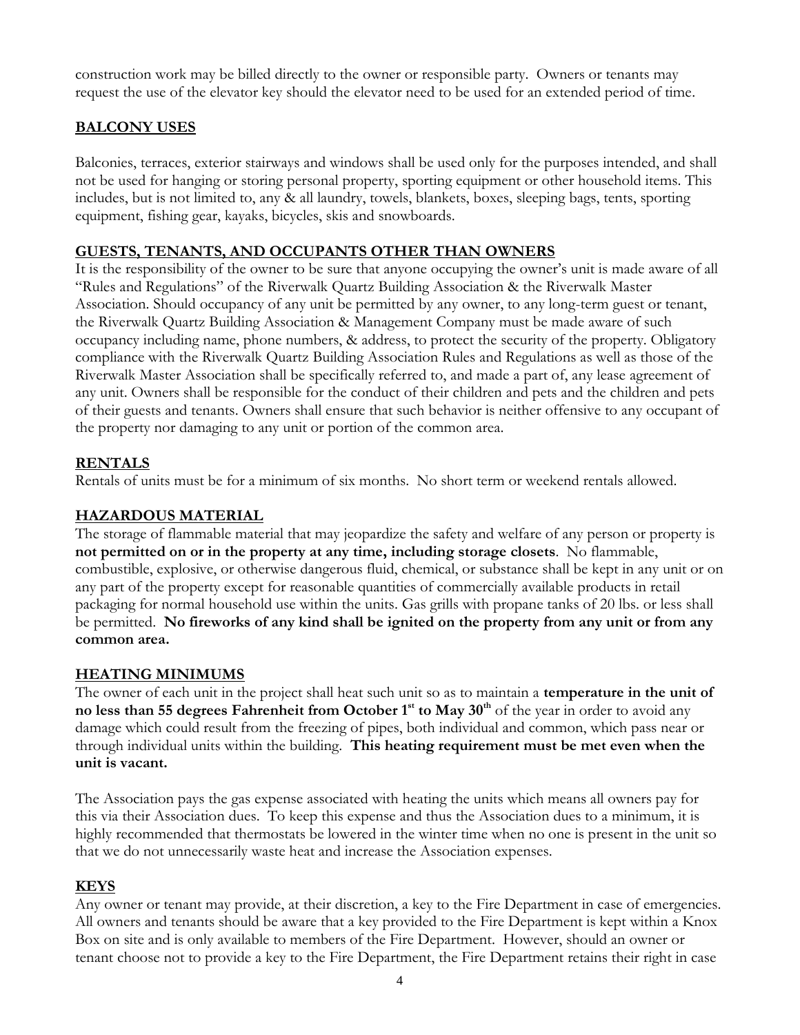construction work may be billed directly to the owner or responsible party. Owners or tenants may request the use of the elevator key should the elevator need to be used for an extended period of time.

## BALCONY USES

Balconies, terraces, exterior stairways and windows shall be used only for the purposes intended, and shall not be used for hanging or storing personal property, sporting equipment or other household items. This includes, but is not limited to, any & all laundry, towels, blankets, boxes, sleeping bags, tents, sporting equipment, fishing gear, kayaks, bicycles, skis and snowboards.

## GUESTS, TENANTS, AND OCCUPANTS OTHER THAN OWNERS

It is the responsibility of the owner to be sure that anyone occupying the owner's unit is made aware of all "Rules and Regulations" of the Riverwalk Quartz Building Association & the Riverwalk Master Association. Should occupancy of any unit be permitted by any owner, to any long-term guest or tenant, the Riverwalk Quartz Building Association & Management Company must be made aware of such occupancy including name, phone numbers, & address, to protect the security of the property. Obligatory compliance with the Riverwalk Quartz Building Association Rules and Regulations as well as those of the Riverwalk Master Association shall be specifically referred to, and made a part of, any lease agreement of any unit. Owners shall be responsible for the conduct of their children and pets and the children and pets of their guests and tenants. Owners shall ensure that such behavior is neither offensive to any occupant of the property nor damaging to any unit or portion of the common area.

## RENTALS

Rentals of units must be for a minimum of six months. No short term or weekend rentals allowed.

## HAZARDOUS MATERIAL

The storage of flammable material that may jeopardize the safety and welfare of any person or property is **not permitted on or in the property at any time, including storage closets**. No flammable, combustible, explosive, or otherwise dangerous fluid, chemical, or substance shall be kept in any unit or on any part of the property except for reasonable quantities of commercially available products in retail packaging for normal household use within the units. Gas grills with propane tanks of 20 lbs. or less shall be permitted. **No fireworks of any kind shall be ignited on the property from any unit or from any common area.**

## HEATING MINIMUMS

The owner of each unit in the project shall heat such unit so as to maintain a **temperature in the unit of no less than 55 degrees Fahrenheit from October 1st to May 30th** of the year in order to avoid any damage which could result from the freezing of pipes, both individual and common, which pass near or through individual units within the building. **This heating requirement must be met even when the unit is vacant.**

The Association pays the gas expense associated with heating the units which means all owners pay for this via their Association dues. To keep this expense and thus the Association dues to a minimum, it is highly recommended that thermostats be lowered in the winter time when no one is present in the unit so that we do not unnecessarily waste heat and increase the Association expenses.

## KEYS

Any owner or tenant may provide, at their discretion, a key to the Fire Department in case of emergencies. All owners and tenants should be aware that a key provided to the Fire Department is kept within a Knox Box on site and is only available to members of the Fire Department. However, should an owner or tenant choose not to provide a key to the Fire Department, the Fire Department retains their right in case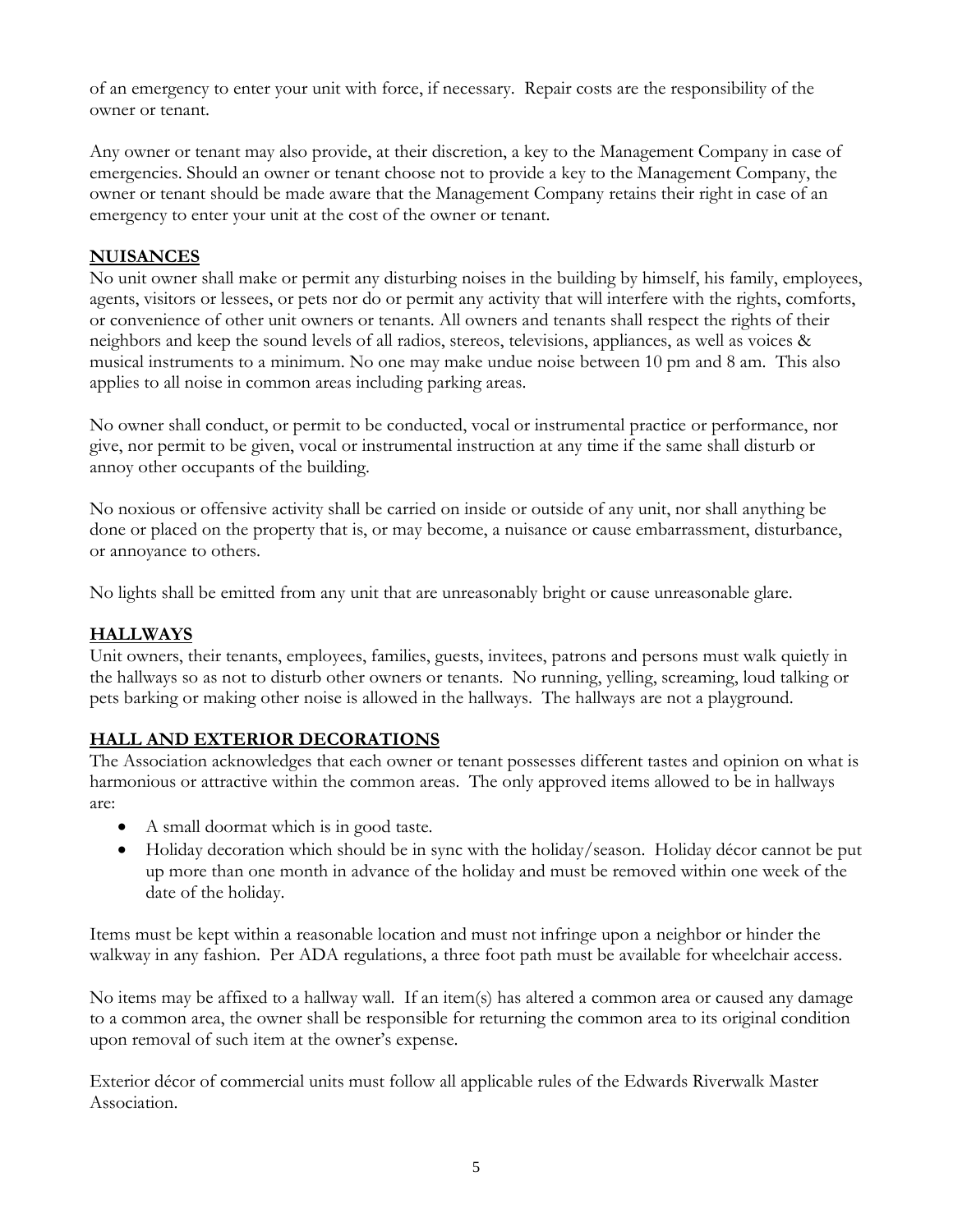of an emergency to enter your unit with force, if necessary. Repair costs are the responsibility of the owner or tenant.

Any owner or tenant may also provide, at their discretion, a key to the Management Company in case of emergencies. Should an owner or tenant choose not to provide a key to the Management Company, the owner or tenant should be made aware that the Management Company retains their right in case of an emergency to enter your unit at the cost of the owner or tenant.

## NUISANCES

No unit owner shall make or permit any disturbing noises in the building by himself, his family, employees, agents, visitors or lessees, or pets nor do or permit any activity that will interfere with the rights, comforts, or convenience of other unit owners or tenants. All owners and tenants shall respect the rights of their neighbors and keep the sound levels of all radios, stereos, televisions, appliances, as well as voices & musical instruments to a minimum. No one may make undue noise between 10 pm and 8 am. This also applies to all noise in common areas including parking areas.

No owner shall conduct, or permit to be conducted, vocal or instrumental practice or performance, nor give, nor permit to be given, vocal or instrumental instruction at any time if the same shall disturb or annoy other occupants of the building.

No noxious or offensive activity shall be carried on inside or outside of any unit, nor shall anything be done or placed on the property that is, or may become, a nuisance or cause embarrassment, disturbance, or annoyance to others.

No lights shall be emitted from any unit that are unreasonably bright or cause unreasonable glare.

## HALLWAYS

Unit owners, their tenants, employees, families, guests, invitees, patrons and persons must walk quietly in the hallways so as not to disturb other owners or tenants. No running, yelling, screaming, loud talking or pets barking or making other noise is allowed in the hallways. The hallways are not a playground.

## HALL AND EXTERIOR DECORATIONS

The Association acknowledges that each owner or tenant possesses different tastes and opinion on what is harmonious or attractive within the common areas. The only approved items allowed to be in hallways are:

- A small doormat which is in good taste.
- Holiday decoration which should be in sync with the holiday/season. Holiday décor cannot be put up more than one month in advance of the holiday and must be removed within one week of the date of the holiday.

Items must be kept within a reasonable location and must not infringe upon a neighbor or hinder the walkway in any fashion. Per ADA regulations, a three foot path must be available for wheelchair access.

No items may be affixed to a hallway wall. If an item(s) has altered a common area or caused any damage to a common area, the owner shall be responsible for returning the common area to its original condition upon removal of such item at the owner's expense.

Exterior décor of commercial units must follow all applicable rules of the Edwards Riverwalk Master Association.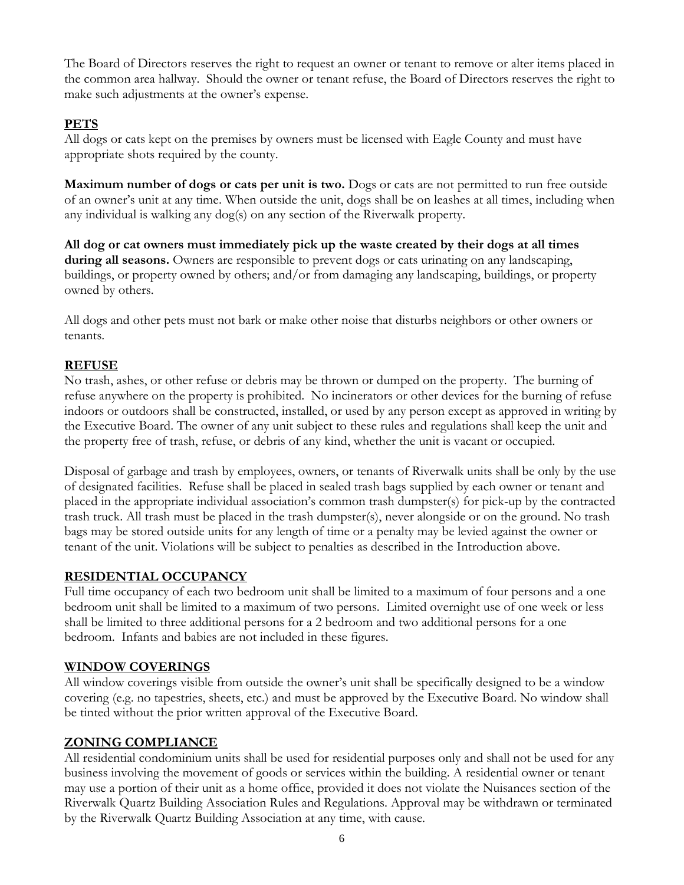The Board of Directors reserves the right to request an owner or tenant to remove or alter items placed in the common area hallway. Should the owner or tenant refuse, the Board of Directors reserves the right to make such adjustments at the owner's expense.

## PETS

All dogs or cats kept on the premises by owners must be licensed with Eagle County and must have appropriate shots required by the county.

**Maximum number of dogs or cats per unit is two.** Dogs or cats are not permitted to run free outside of an owner's unit at any time. When outside the unit, dogs shall be on leashes at all times, including when any individual is walking any dog(s) on any section of the Riverwalk property.

**All dog or cat owners must immediately pick up the waste created by their dogs at all times during all seasons.** Owners are responsible to prevent dogs or cats urinating on any landscaping, buildings, or property owned by others; and/or from damaging any landscaping, buildings, or property owned by others.

All dogs and other pets must not bark or make other noise that disturbs neighbors or other owners or tenants.

## REFUSE

No trash, ashes, or other refuse or debris may be thrown or dumped on the property. The burning of refuse anywhere on the property is prohibited. No incinerators or other devices for the burning of refuse indoors or outdoors shall be constructed, installed, or used by any person except as approved in writing by the Executive Board. The owner of any unit subject to these rules and regulations shall keep the unit and the property free of trash, refuse, or debris of any kind, whether the unit is vacant or occupied.

Disposal of garbage and trash by employees, owners, or tenants of Riverwalk units shall be only by the use of designated facilities. Refuse shall be placed in sealed trash bags supplied by each owner or tenant and placed in the appropriate individual association's common trash dumpster(s) for pick-up by the contracted trash truck. All trash must be placed in the trash dumpster(s), never alongside or on the ground. No trash bags may be stored outside units for any length of time or a penalty may be levied against the owner or tenant of the unit. Violations will be subject to penalties as described in the Introduction above.

## RESIDENTIAL OCCUPANCY

Full time occupancy of each two bedroom unit shall be limited to a maximum of four persons and a one bedroom unit shall be limited to a maximum of two persons. Limited overnight use of one week or less shall be limited to three additional persons for a 2 bedroom and two additional persons for a one bedroom. Infants and babies are not included in these figures.

## WINDOW COVERINGS

All window coverings visible from outside the owner's unit shall be specifically designed to be a window covering (e.g. no tapestries, sheets, etc.) and must be approved by the Executive Board. No window shall be tinted without the prior written approval of the Executive Board.

## ZONING COMPLIANCE

All residential condominium units shall be used for residential purposes only and shall not be used for any business involving the movement of goods or services within the building. A residential owner or tenant may use a portion of their unit as a home office, provided it does not violate the Nuisances section of the Riverwalk Quartz Building Association Rules and Regulations. Approval may be withdrawn or terminated by the Riverwalk Quartz Building Association at any time, with cause.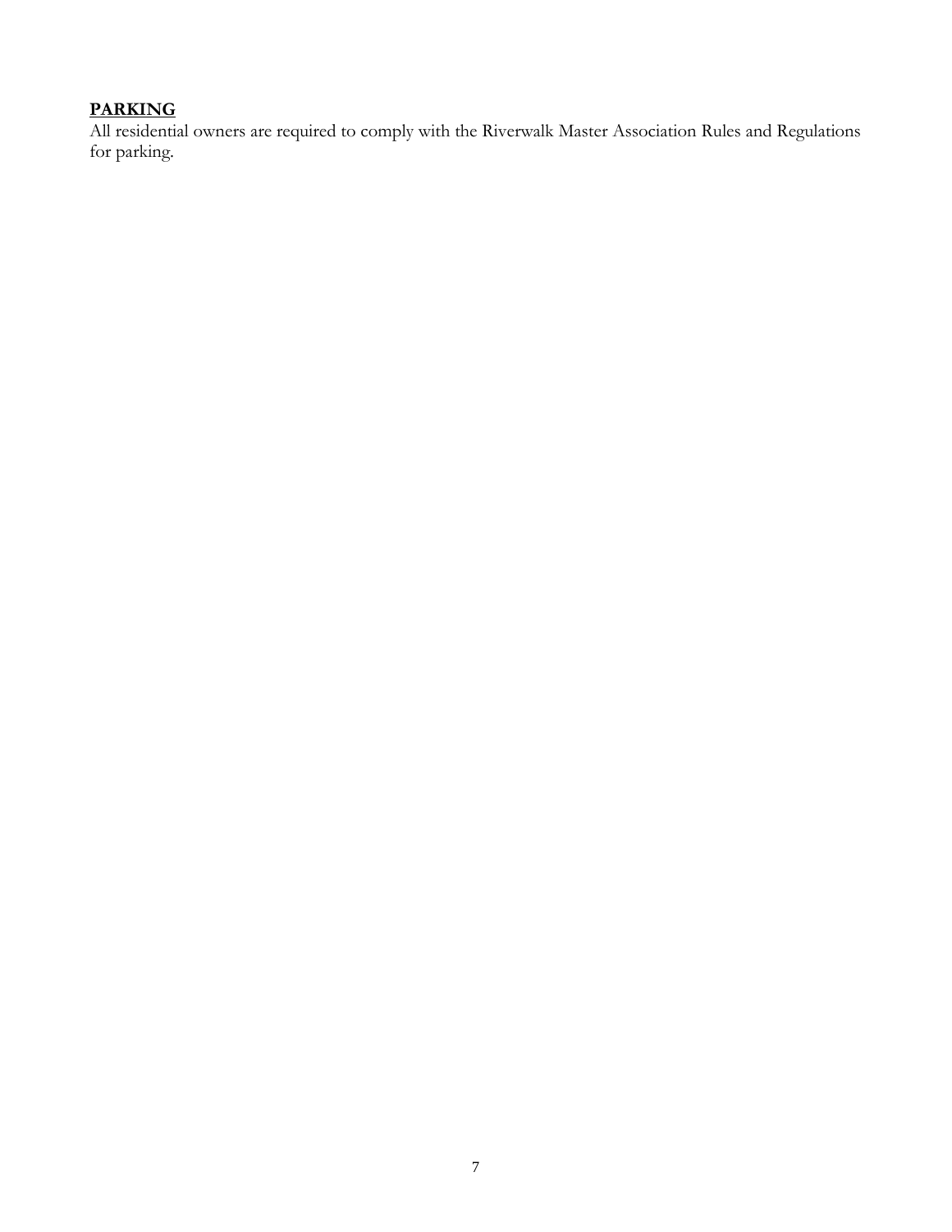## **PARKING**

All residential owners are required to comply with the Riverwalk Master Association Rules and Regulations for parking.